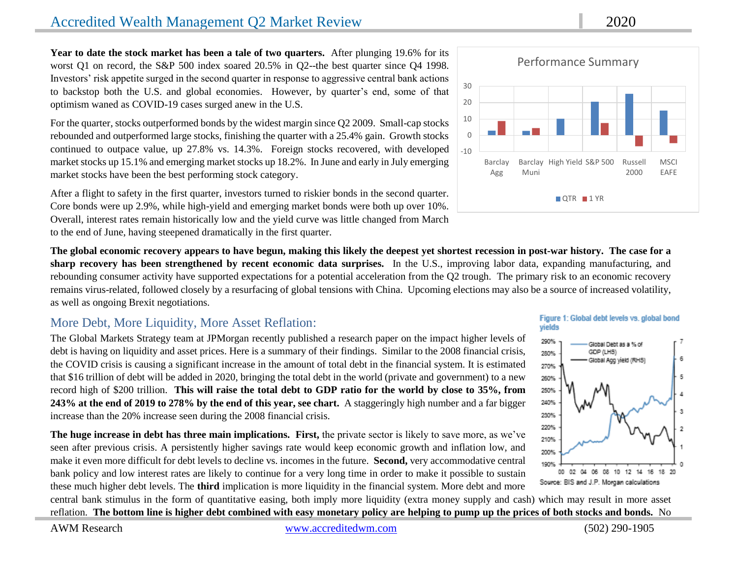# Accredited Wealth Management Q2 Market Review

**Year to date the stock market has been a tale of two quarters.** After plunging 19.6% for its worst Q1 on record, the S&P 500 index soared 20.5% in Q2--the best quarter since Q4 1998. Investors' risk appetite surged in the second quarter in response to aggressive central bank actions to backstop both the U.S. and global economies. However, by quarter's end, some of that optimism waned as COVID-19 cases surged anew in the U.S.

For the quarter, stocks outperformed bonds by the widest margin since Q2 2009. Small-cap stocks rebounded and outperformed large stocks, finishing the quarter with a 25.4% gain. Growth stocks continued to outpace value, up 27.8% vs. 14.3%. Foreign stocks recovered, with developed market stocks up 15.1% and emerging market stocks up 18.2%. In June and early in July emerging market stocks have been the best performing stock category.

After a flight to safety in the first quarter, investors turned to riskier bonds in the second quarter. Core bonds were up 2.9%, while high-yield and emerging market bonds were both up over 10%. Overall, interest rates remain historically low and the yield curve was little changed from March to the end of June, having steepened dramatically in the first quarter.

Performance Summary

**The global economic recovery appears to have begun, making this likely the deepest yet shortest recession in post-war history. The case for a sharp recovery has been strengthened by recent economic data surprises.** In the U.S., improving labor data, expanding manufacturing, and rebounding consumer activity have supported expectations for a potential acceleration from the Q2 trough. The primary risk to an economic recovery remains virus-related, followed closely by a resurfacing of global tensions with China. Upcoming elections may also be a source of increased volatility, as well as ongoing Brexit negotiations.

## More Debt, More Liquidity, More Asset Reflation:

The Global Markets Strategy team at JPMorgan recently published a research paper on the impact higher levels of debt is having on liquidity and asset prices. Here is a summary of their findings. Similar to the 2008 financial crisis, the COVID crisis is causing a significant increase in the amount of total debt in the financial system. It is estimated that $16 trillion of debt will be added in 2020, bringing the total debt in the world (private and government) to a new record high of $200 trillion. **This will raise the total debt to GDP ratio for the world by close to 35%, from 243% at the end of 2019 to 278% by the end of this year, see chart.** A staggeringly high number and a far bigger increase than the 20% increase seen during the 2008 financial crisis.

Figure 1: Global debt levels vs. global bond yields

Source: BIS and J.P. Morgan calculations

**The huge increase in debt has three main implications. First,** the private sector is likely to save more, as we've seen after previous crisis. A persistently higher savings rate would keep economic growth and inflation low, and make it even more difficult for debt levels to decline vs. incomes in the future. **Second,** very accommodative central bank policy and low interest rates are likely to continue for a very long time in order to make it possible to sustain these much higher debt levels. The **third** implication is more liquidity in the financial system. More debt and more central bank stimulus in the form of quantitative easing, both imply more liquidity (extra money supply and cash) which may result in more asset reflation. **The bottom line is higher debt combined with easy monetary policy are helping to pump up the prices of both stocks and bonds.** No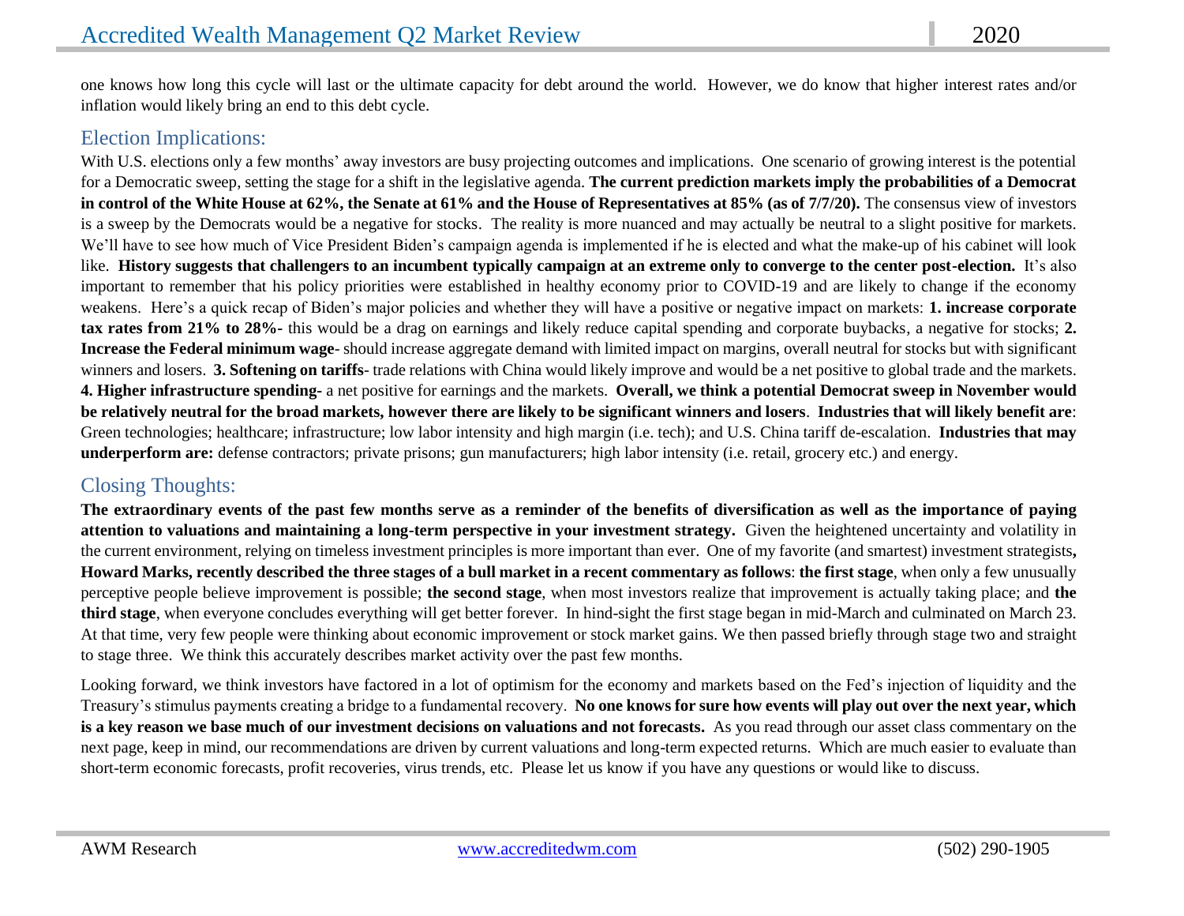one knows how long this cycle will last or the ultimate capacity for debt around the world. However, we do know that higher interest rates and/or inflation would likely bring an end to this debt cycle.

## Election Implications:

With U.S. elections only a few months' away investors are busy projecting outcomes and implications. One scenario of growing interest is the potential for a Democratic sweep, setting the stage for a shift in the legislative agenda. **The current prediction markets imply the probabilities of a Democrat in control of the White House at 62%, the Senate at 61% and the House of Representatives at 85% (as of 7/7/20).** The consensus view of investors is a sweep by the Democrats would be a negative for stocks. The reality is more nuanced and may actually be neutral to a slight positive for markets. We'll have to see how much of Vice President Biden's campaign agenda is implemented if he is elected and what the make-up of his cabinet will look like. **History suggests that challengers to an incumbent typically campaign at an extreme only to converge to the center post-election.** It's also important to remember that his policy priorities were established in healthy economy prior to COVID-19 and are likely to change if the economy weakens. Here's a quick recap of Biden's major policies and whether they will have a positive or negative impact on markets: **1. increase corporate tax rates from 21% to 28%-** this would be a drag on earnings and likely reduce capital spending and corporate buybacks, a negative for stocks; **2. Increase the Federal minimum wage**- should increase aggregate demand with limited impact on margins, overall neutral for stocks but with significant winners and losers. **3. Softening on tariffs**- trade relations with China would likely improve and would be a net positive to global trade and the markets. **4. Higher infrastructure spending**- a net positive for earnings and the markets. **Overall, we think a potential Democrat sweep in November would be relatively neutral for the broad markets, however there are likely to be significant winners and losers**. **Industries that will likely benefit are**: Green technologies; healthcare; infrastructure; low labor intensity and high margin (i.e. tech); and U.S. China tariff de-escalation. **Industries that may underperform are:** defense contractors; private prisons; gun manufacturers; high labor intensity (i.e. retail, grocery etc.) and energy.

## Closing Thoughts:

**The extraordinary events of the past few months serve as a reminder of the benefits of diversification as well as the importance of paying attention to valuations and maintaining a long-term perspective in your investment strategy.** Given the heightened uncertainty and volatility in the current environment, relying on timeless investment principles is more important than ever. One of my favorite (and smartest) investment strategists**, Howard Marks, recently described the three stages of a bull market in a recent commentary as follows**: **the first stage**, when only a few unusually perceptive people believe improvement is possible; **the second stage**, when most investors realize that improvement is actually taking place; and **the third stage**, when everyone concludes everything will get better forever. In hind-sight the first stage began in mid-March and culminated on March 23. At that time, very few people were thinking about economic improvement or stock market gains. We then passed briefly through stage two and straight to stage three. We think this accurately describes market activity over the past few months.

Looking forward, we think investors have factored in a lot of optimism for the economy and markets based on the Fed's injection of liquidity and the Treasury's stimulus payments creating a bridge to a fundamental recovery. **No one knows for sure how events will play out over the next year, which is a key reason we base much of our investment decisions on valuations and not forecasts.** As you read through our asset class commentary on the next page, keep in mind, our recommendations are driven by current valuations and long-term expected returns. Which are much easier to evaluate than short-term economic forecasts, profit recoveries, virus trends, etc. Please let us know if you have any questions or would like to discuss.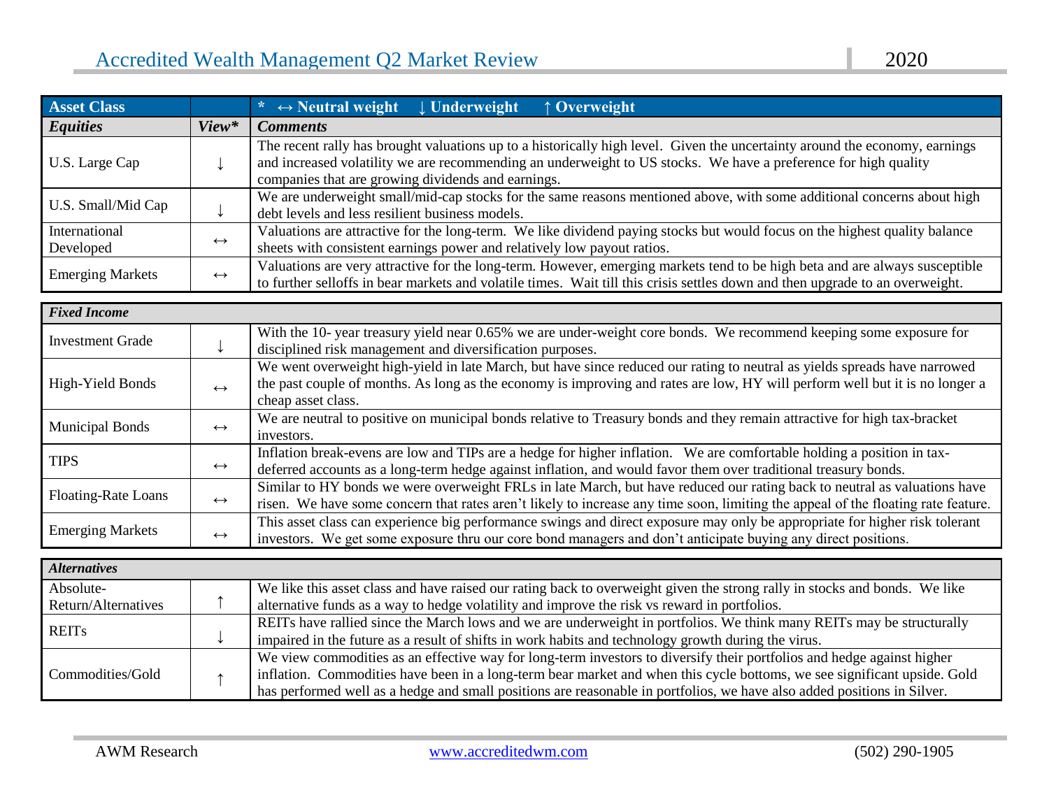| Asset Class | | * ↔ Neutral weight ↓ Underweight ↑ Overweight |
|---|---|---|
| ***Equities*** | ***View**** | ***Comments*** |
| U.S. Large Cap | ↓ | The recent rally has brought valuations up to a historically high level. Given the uncertainty around the economy, earnings and increased volatility we are recommending an underweight to US stocks. We have a preference for high quality companies that are growing dividends and earnings. |
| U.S. Small/Mid Cap | ↓ | We are underweight small/mid-cap stocks for the same reasons mentioned above, with some additional concerns about high debt levels and less resilient business models. |
| International Developed | ↔ | Valuations are attractive for the long-term. We like dividend paying stocks but would focus on the highest quality balance sheets with consistent earnings power and relatively low payout ratios. |
| Emerging Markets | ↔ | Valuations are very attractive for the long-term. However, emerging markets tend to be high beta and are always susceptible to further selloffs in bear markets and volatile times. Wait till this crisis settles down and then upgrade to an overweight. |

| ***Fixed Income*** | | |
|---|---|---|
| Investment Grade | ↓ | With the 10- year treasury yield near 0.65% we are under-weight core bonds. We recommend keeping some exposure for disciplined risk management and diversification purposes. |
| High-Yield Bonds | ↔ | We went overweight high-yield in late March, but have since reduced our rating to neutral as yields spreads have narrowed the past couple of months. As long as the economy is improving and rates are low, HY will perform well but it is no longer a cheap asset class. |
| Municipal Bonds | ↔ | We are neutral to positive on municipal bonds relative to Treasury bonds and they remain attractive for high tax-bracket investors. |
| TIPS | ↔ | Inflation break-evens are low and TIPs are a hedge for higher inflation. We are comfortable holding a position in tax-deferred accounts as a long-term hedge against inflation, and would favor them over traditional treasury bonds. |
| Floating-Rate Loans | ↔ | Similar to HY bonds we were overweight FRLs in late March, but have reduced our rating back to neutral as valuations have risen. We have some concern that rates aren't likely to increase any time soon, limiting the appeal of the floating rate feature. |
| Emerging Markets | ↔ | This asset class can experience big performance swings and direct exposure may only be appropriate for higher risk tolerant investors. We get some exposure thru our core bond managers and don't anticipate buying any direct positions. |

| ***Alternatives*** | | |
|---|---|---|
| Absolute-Return/Alternatives | ↑ | We like this asset class and have raised our rating back to overweight given the strong rally in stocks and bonds. We like alternative funds as a way to hedge volatility and improve the risk vs reward in portfolios. |
| REITs | ↓ | REITs have rallied since the March lows and we are underweight in portfolios. We think many REITs may be structurally impaired in the future as a result of shifts in work habits and technology growth during the virus. |
| Commodities/Gold | ↑ | We view commodities as an effective way for long-term investors to diversify their portfolios and hedge against higher inflation. Commodities have been in a long-term bear market and when this cycle bottoms, we see significant upside. Gold has performed well as a hedge and small positions are reasonable in portfolios, we have also added positions in Silver. |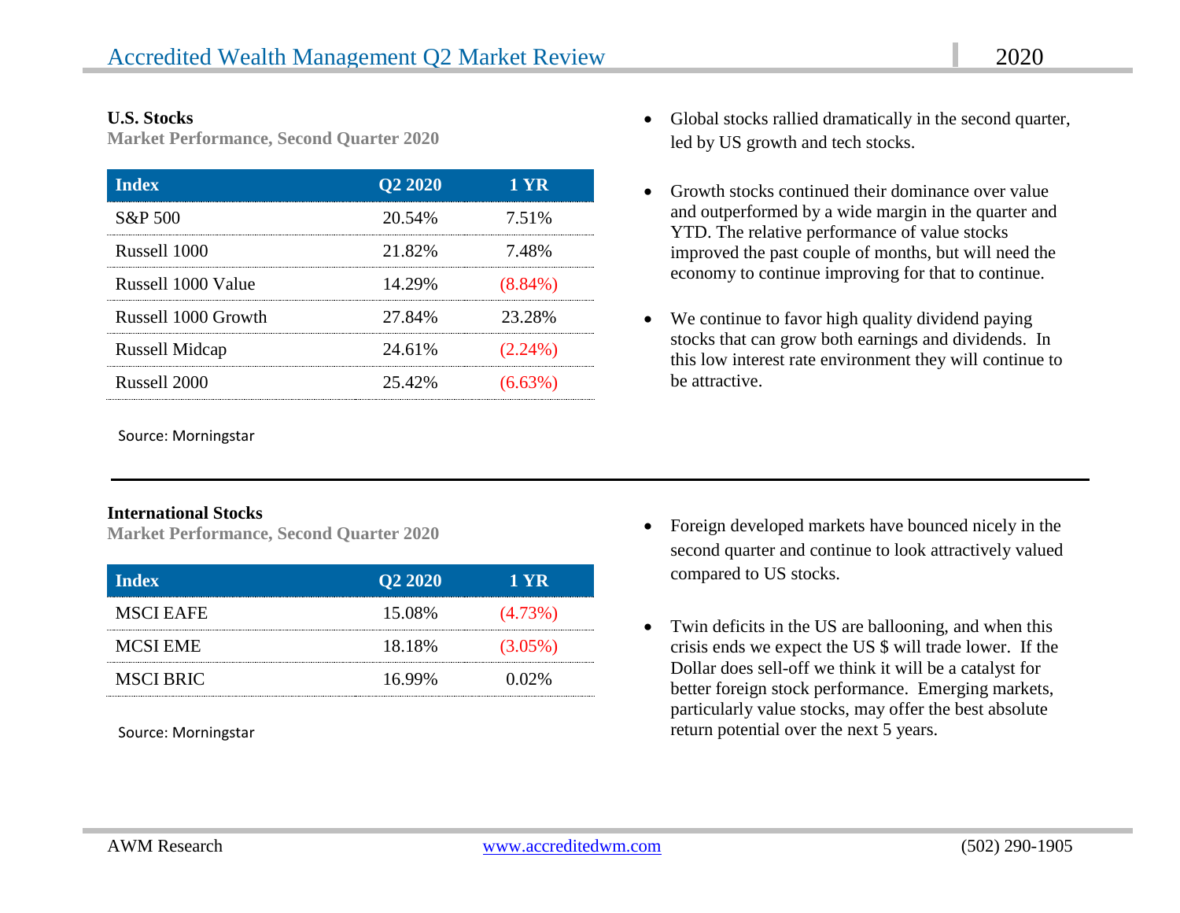## U.S. Stocks

**Market Performance, Second Quarter 2020**

| Index | Q2 2020 | 1 YR |
|---|---|---|
| S&P 500 | 20.54% | 7.51% |
| Russell 1000 | 21.82% | 7.48% |
| Russell 1000 Value | 14.29% | (8.84%) |
| Russell 1000 Growth | 27.84% | 23.28% |
| Russell Midcap | 24.61% | (2.24%) |
| Russell 2000 | 25.42% | (6.63%) |

Source: Morningstar

- Global stocks rallied dramatically in the second quarter, led by US growth and tech stocks.
- Growth stocks continued their dominance over value and outperformed by a wide margin in the quarter and YTD. The relative performance of value stocks improved the past couple of months, but will need the economy to continue improving for that to continue.
- We continue to favor high quality dividend paying stocks that can grow both earnings and dividends. In this low interest rate environment they will continue to be attractive.

---

## International Stocks

**Market Performance, Second Quarter 2020**

| Index | Q2 2020 | 1 YR |
|---|---|---|
| MSCI EAFE | 15.08% | (4.73%) |
| MCSI EME | 18.18% | (3.05%) |
| MSCI BRIC | 16.99% | 0.02% |

Source: Morningstar

- Foreign developed markets have bounced nicely in the second quarter and continue to look attractively valued compared to US stocks.
- Twin deficits in the US are ballooning, and when this crisis ends we expect the US $ will trade lower. If the Dollar does sell-off we think it will be a catalyst for better foreign stock performance. Emerging markets, particularly value stocks, may offer the best absolute return potential over the next 5 years.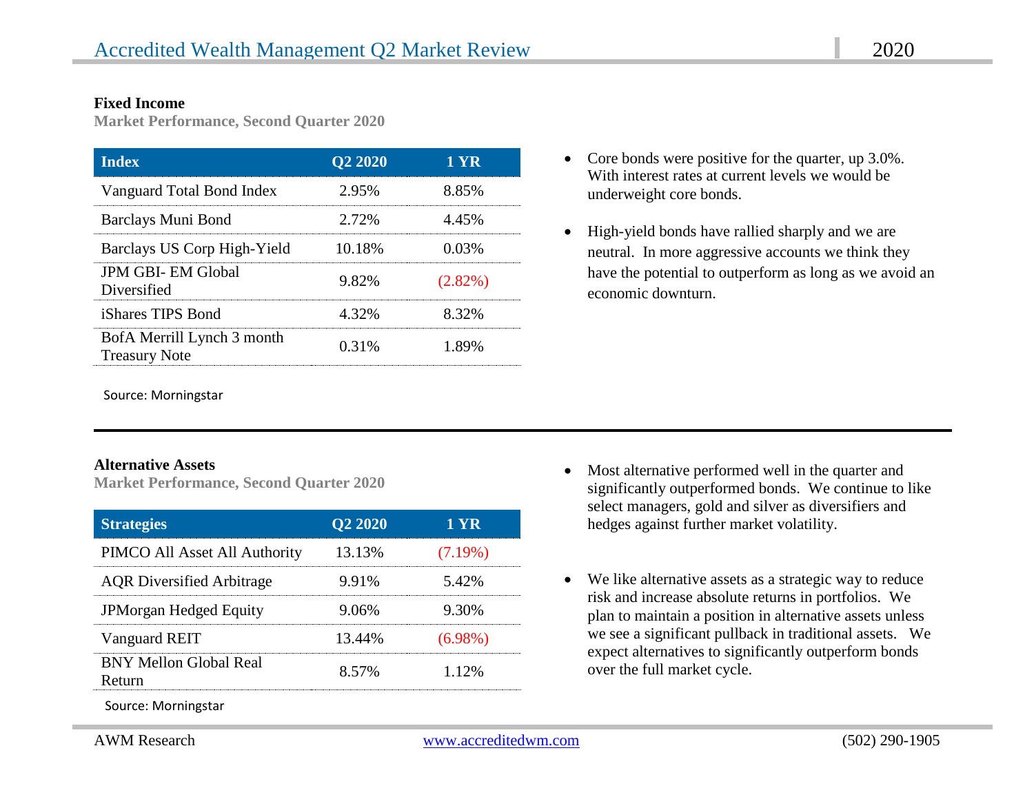### Fixed Income

**Market Performance, Second Quarter 2020**

| Index | Q2 2020 | 1 YR |
|---|---|---|
| Vanguard Total Bond Index | 2.95% | 8.85% |
| Barclays Muni Bond | 2.72% | 4.45% |
| Barclays US Corp High-Yield | 10.18% | 0.03% |
| JPM GBI- EM Global Diversified | 9.82% | (2.82%) |
| iShares TIPS Bond | 4.32% | 8.32% |
| BofA Merrill Lynch 3 month Treasury Note | 0.31% | 1.89% |

Source: Morningstar

- Core bonds were positive for the quarter, up 3.0%. With interest rates at current levels we would be underweight core bonds.
- High-yield bonds have rallied sharply and we are neutral. In more aggressive accounts we think they have the potential to outperform as long as we avoid an economic downturn.

---

### Alternative Assets

**Market Performance, Second Quarter 2020**

| Strategies | Q2 2020 | 1 YR |
|---|---|---|
| PIMCO All Asset All Authority | 13.13% | (7.19%) |
| AQR Diversified Arbitrage | 9.91% | 5.42% |
| JPMorgan Hedged Equity | 9.06% | 9.30% |
| Vanguard REIT | 13.44% | (6.98%) |
| BNY Mellon Global Real Return | 8.57% | 1.12% |

Source: Morningstar

- Most alternative performed well in the quarter and significantly outperformed bonds. We continue to like select managers, gold and silver as diversifiers and hedges against further market volatility.
- We like alternative assets as a strategic way to reduce risk and increase absolute returns in portfolios. We plan to maintain a position in alternative assets unless we see a significant pullback in traditional assets. We expect alternatives to significantly outperform bonds over the full market cycle.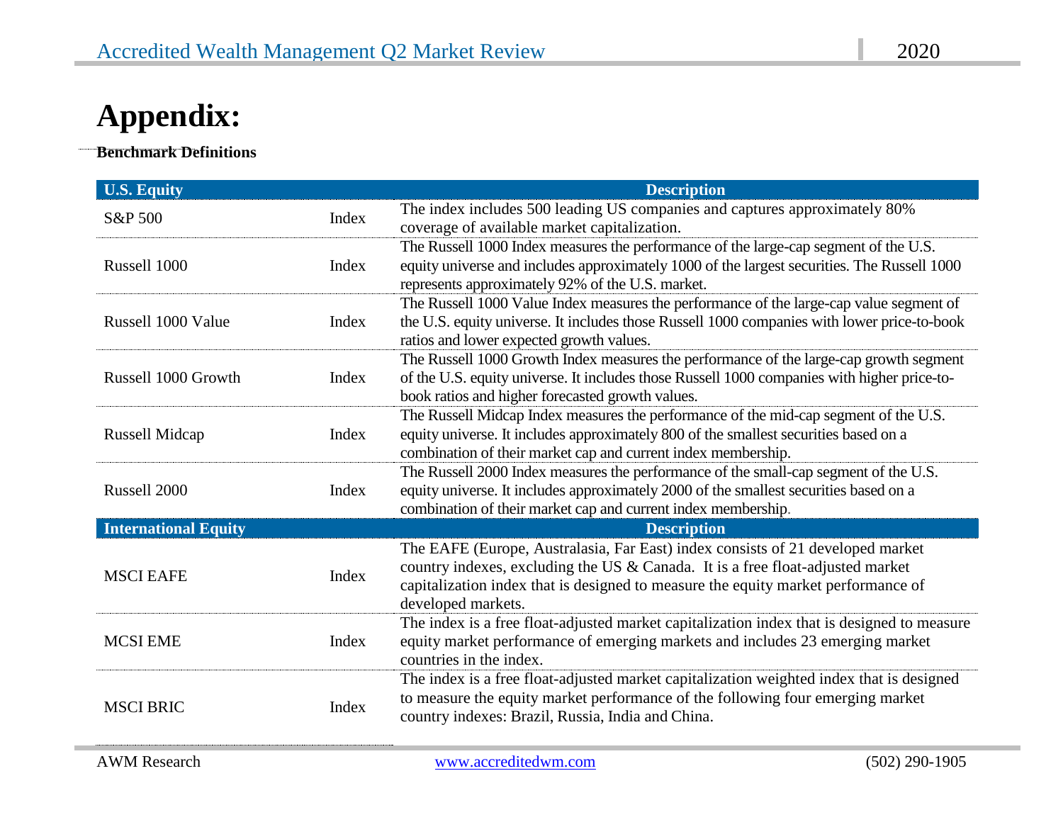# Appendix:

**Benchmark Definitions**

| U.S. Equity | | Description |
|---|---|---|
| S&P 500 | Index | The index includes 500 leading US companies and captures approximately 80% coverage of available market capitalization. |
| Russell 1000 | Index | The Russell 1000 Index measures the performance of the large-cap segment of the U.S. equity universe and includes approximately 1000 of the largest securities. The Russell 1000 represents approximately 92% of the U.S. market. |
| Russell 1000 Value | Index | The Russell 1000 Value Index measures the performance of the large-cap value segment of the U.S. equity universe. It includes those Russell 1000 companies with lower price-to-book ratios and lower expected growth values. |
| Russell 1000 Growth | Index | The Russell 1000 Growth Index measures the performance of the large-cap growth segment of the U.S. equity universe. It includes those Russell 1000 companies with higher price-to-book ratios and higher forecasted growth values. |
| Russell Midcap | Index | The Russell Midcap Index measures the performance of the mid-cap segment of the U.S. equity universe. It includes approximately 800 of the smallest securities based on a combination of their market cap and current index membership. |
| Russell 2000 | Index | The Russell 2000 Index measures the performance of the small-cap segment of the U.S. equity universe. It includes approximately 2000 of the smallest securities based on a combination of their market cap and current index membership. |
| **International Equity** | | **Description** |
| MSCI EAFE | Index | The EAFE (Europe, Australasia, Far East) index consists of 21 developed market country indexes, excluding the US & Canada. It is a free float-adjusted market capitalization index that is designed to measure the equity market performance of developed markets. |
| MCSI EME | Index | The index is a free float-adjusted market capitalization index that is designed to measure equity market performance of emerging markets and includes 23 emerging market countries in the index. |
| MSCI BRIC | Index | The index is a free float-adjusted market capitalization weighted index that is designed to measure the equity market performance of the following four emerging market country indexes: Brazil, Russia, India and China. |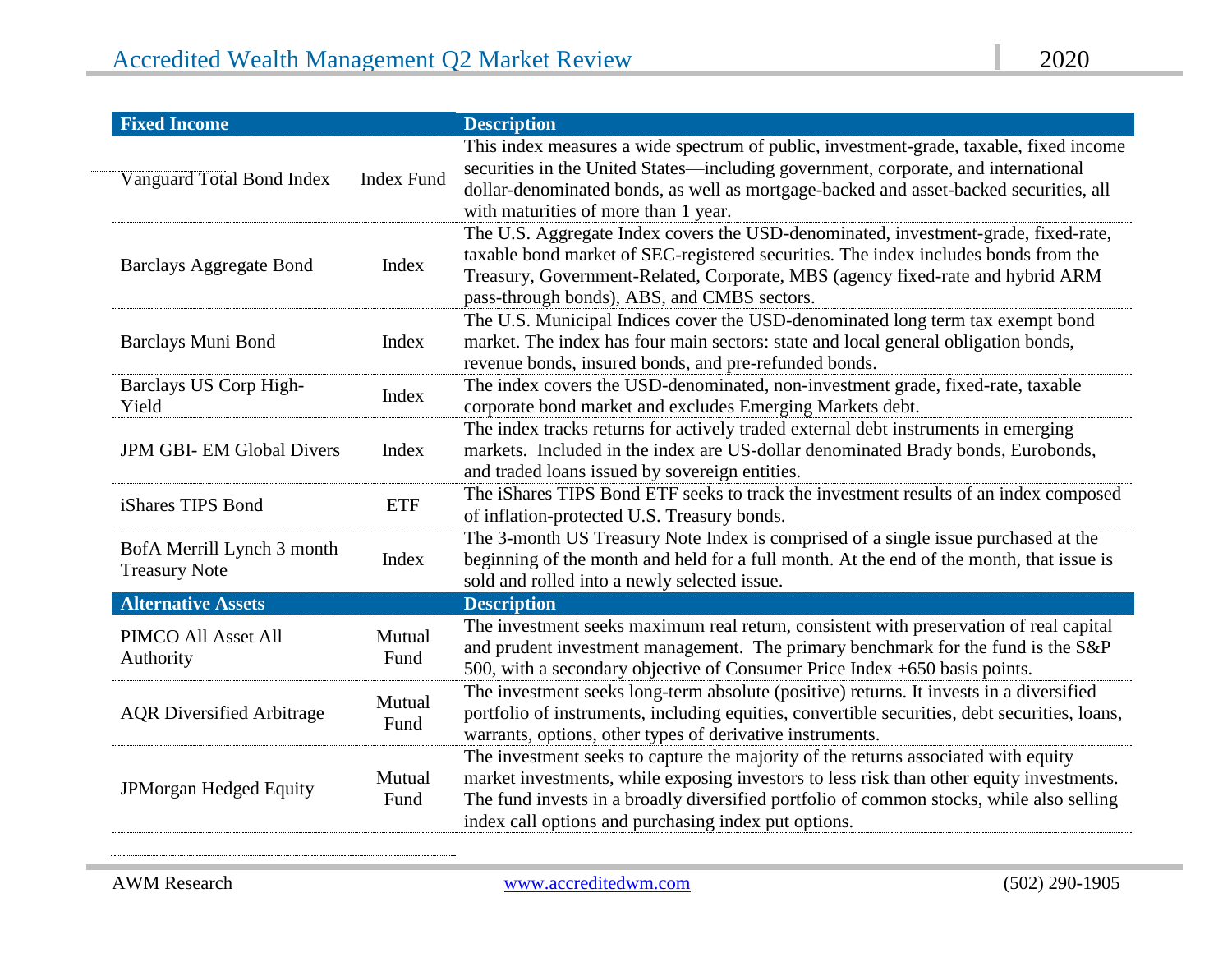| Fixed Income | | Description |
|---|---|---|
| Vanguard Total Bond Index | Index Fund | This index measures a wide spectrum of public, investment-grade, taxable, fixed income securities in the United States—including government, corporate, and international dollar-denominated bonds, as well as mortgage-backed and asset-backed securities, all with maturities of more than 1 year. |
| Barclays Aggregate Bond | Index | The U.S. Aggregate Index covers the USD-denominated, investment-grade, fixed-rate, taxable bond market of SEC-registered securities. The index includes bonds from the Treasury, Government-Related, Corporate, MBS (agency fixed-rate and hybrid ARM pass-through bonds), ABS, and CMBS sectors. |
| Barclays Muni Bond | Index | The U.S. Municipal Indices cover the USD-denominated long term tax exempt bond market. The index has four main sectors: state and local general obligation bonds, revenue bonds, insured bonds, and pre-refunded bonds. |
| Barclays US Corp High-Yield | Index | The index covers the USD-denominated, non-investment grade, fixed-rate, taxable corporate bond market and excludes Emerging Markets debt. |
| JPM GBI- EM Global Divers | Index | The index tracks returns for actively traded external debt instruments in emerging markets. Included in the index are US-dollar denominated Brady bonds, Eurobonds, and traded loans issued by sovereign entities. |
| iShares TIPS Bond | ETF | The iShares TIPS Bond ETF seeks to track the investment results of an index composed of inflation-protected U.S. Treasury bonds. |
| BofA Merrill Lynch 3 month Treasury Note | Index | The 3-month US Treasury Note Index is comprised of a single issue purchased at the beginning of the month and held for a full month. At the end of the month, that issue is sold and rolled into a newly selected issue. |

| Alternative Assets | | Description |
|---|---|---|
| PIMCO All Asset All Authority | Mutual Fund | The investment seeks maximum real return, consistent with preservation of real capital and prudent investment management. The primary benchmark for the fund is the S&P 500, with a secondary objective of Consumer Price Index +650 basis points. |
| AQR Diversified Arbitrage | Mutual Fund | The investment seeks long-term absolute (positive) returns. It invests in a diversified portfolio of instruments, including equities, convertible securities, debt securities, loans, warrants, options, other types of derivative instruments. |
| JPMorgan Hedged Equity | Mutual Fund | The investment seeks to capture the majority of the returns associated with equity market investments, while exposing investors to less risk than other equity investments. The fund invests in a broadly diversified portfolio of common stocks, while also selling index call options and purchasing index put options. |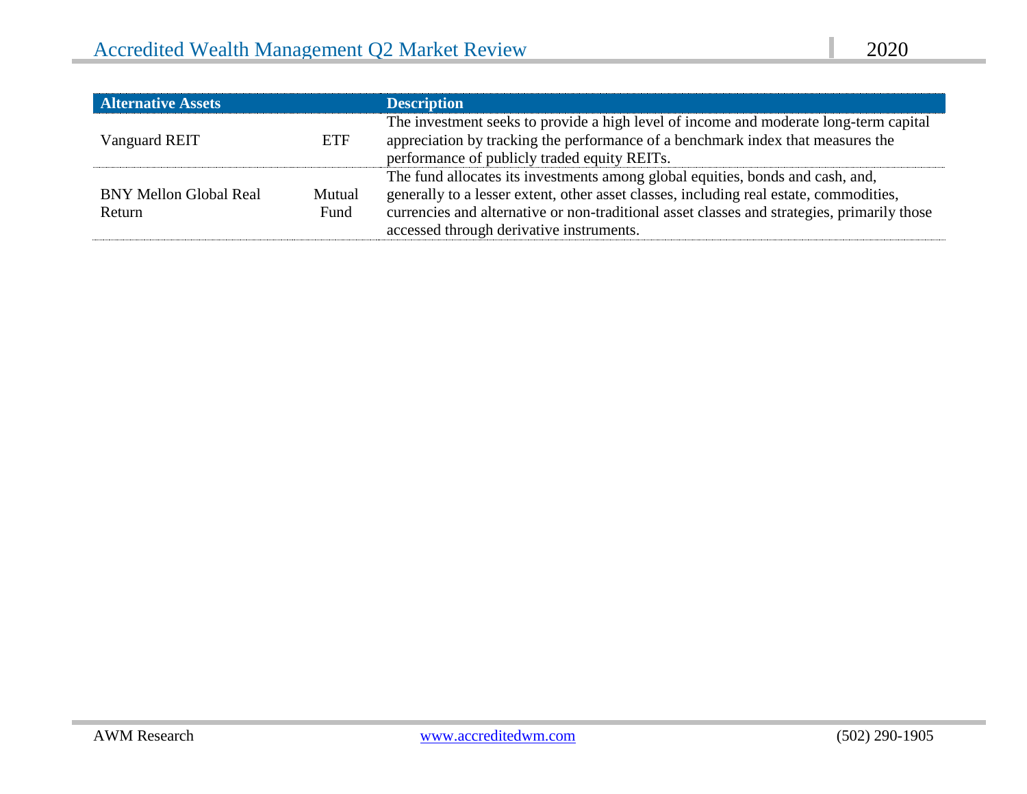| Alternative Assets | | Description |
|---|---|---|
| Vanguard REIT | ETF | The investment seeks to provide a high level of income and moderate long-term capital appreciation by tracking the performance of a benchmark index that measures the performance of publicly traded equity REITs. |
| BNY Mellon Global Real Return | Mutual Fund | The fund allocates its investments among global equities, bonds and cash, and, generally to a lesser extent, other asset classes, including real estate, commodities, currencies and alternative or non-traditional asset classes and strategies, primarily those accessed through derivative instruments. |